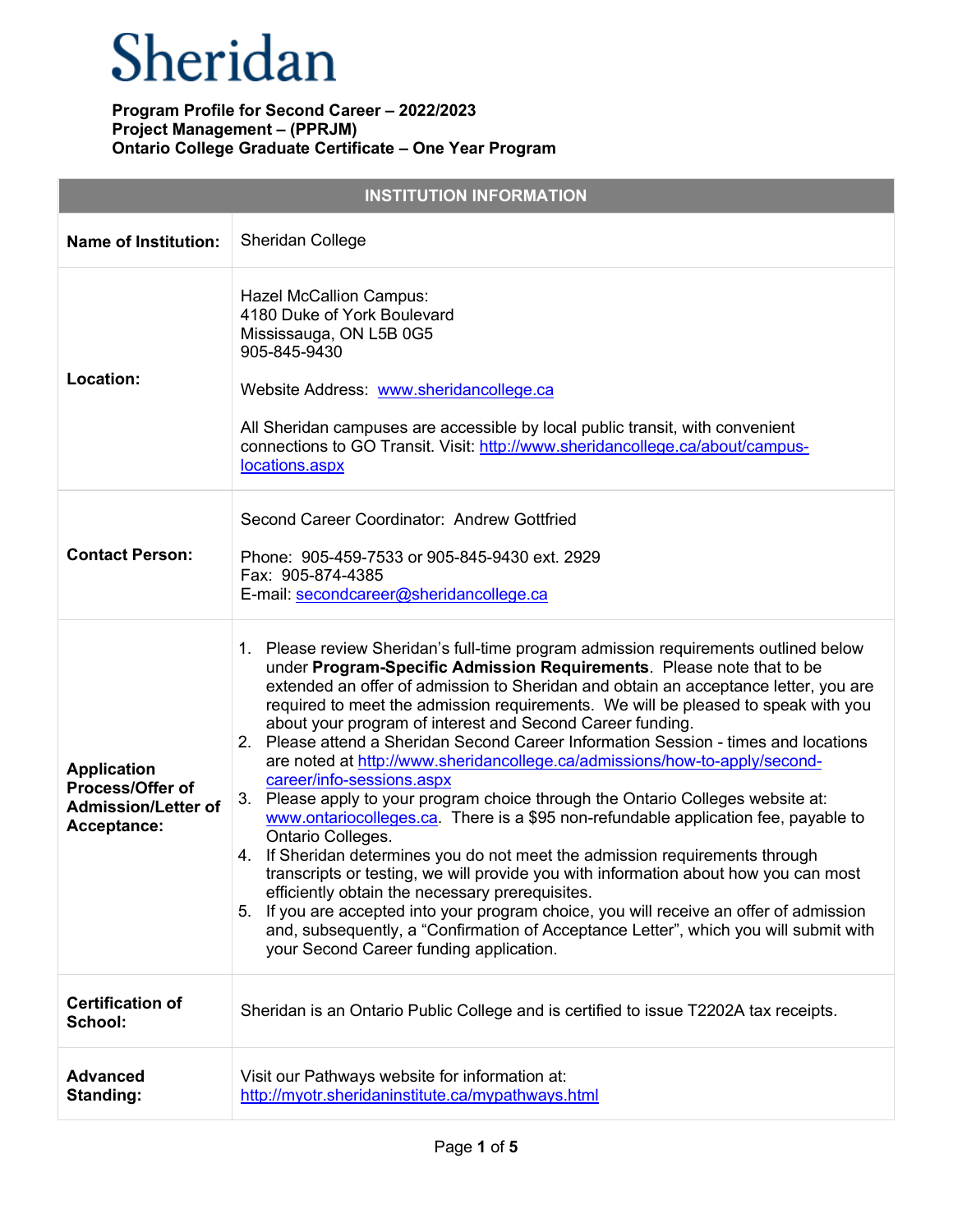# Sheridan

**Program Profile for Second Career – 2022/2023**
**Project Management – (PPRJM)**
**Ontario College Graduate Certificate – One Year Program**

| INSTITUTION INFORMATION | |
|---|---|
| **Name of Institution:** | Sheridan College |
| **Location:** | Hazel McCallion Campus:<br>4180 Duke of York Boulevard<br>Mississauga, ON L5B 0G5<br>905-845-9430<br><br>Website Address: [www.sheridancollege.ca](http://www.sheridancollege.ca)<br><br>All Sheridan campuses are accessible by local public transit, with convenient connections to GO Transit. Visit: [http://www.sheridancollege.ca/about/campus-locations.aspx](http://www.sheridancollege.ca/about/campus-locations.aspx) |
| **Contact Person:** | Second Career Coordinator: Andrew Gottfried<br><br>Phone: 905-459-7533 or 905-845-9430 ext. 2929<br>Fax: 905-874-4385<br>E-mail: [secondcareer@sheridancollege.ca](mailto:secondcareer@sheridancollege.ca) |
| **Application Process/Offer of Admission/Letter of Acceptance:** | 1. Please review Sheridan's full-time program admission requirements outlined below under **Program-Specific Admission Requirements**. Please note that to be extended an offer of admission to Sheridan and obtain an acceptance letter, you are required to meet the admission requirements. We will be pleased to speak with you about your program of interest and Second Career funding.<br>2. Please attend a Sheridan Second Career Information Session - times and locations are noted at [http://www.sheridancollege.ca/admissions/how-to-apply/second-career/info-sessions.aspx](http://www.sheridancollege.ca/admissions/how-to-apply/second-career/info-sessions.aspx)<br>3. Please apply to your program choice through the Ontario Colleges website at: [www.ontariocolleges.ca](http://www.ontariocolleges.ca). There is a $95 non-refundable application fee, payable to Ontario Colleges.<br>4. If Sheridan determines you do not meet the admission requirements through transcripts or testing, we will provide you with information about how you can most efficiently obtain the necessary prerequisites.<br>5. If you are accepted into your program choice, you will receive an offer of admission and, subsequently, a "Confirmation of Acceptance Letter", which you will submit with your Second Career funding application. |
| **Certification of School:** | Sheridan is an Ontario Public College and is certified to issue T2202A tax receipts. |
| **Advanced Standing:** | Visit our Pathways website for information at: [http://myotr.sheridaninstitute.ca/mypathways.html](http://myotr.sheridaninstitute.ca/mypathways.html) |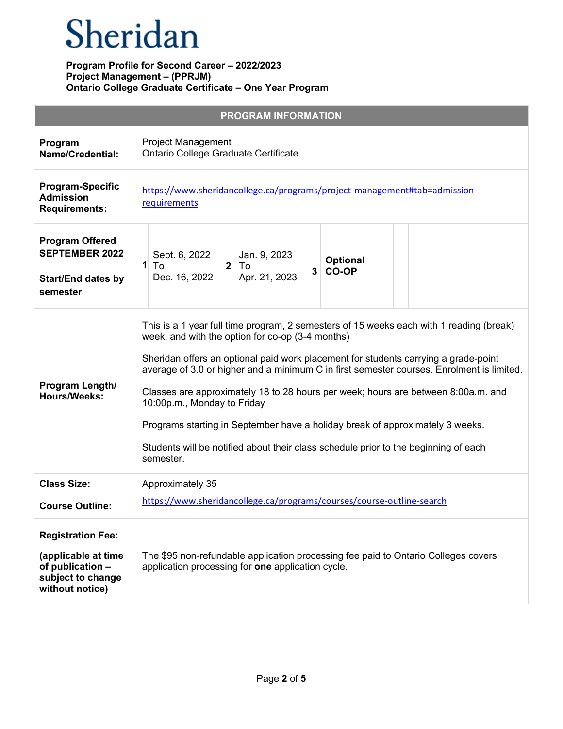Sheridan

**Program Profile for Second Career – 2022/2023**
**Project Management – (PPRJM)**
**Ontario College Graduate Certificate – One Year Program**

| PROGRAM INFORMATION | |
|---|---|
| **Program Name/Credential:** | Project Management<br>Ontario College Graduate Certificate |
| **Program-Specific Admission Requirements:** | https://www.sheridancollege.ca/programs/project-management#tab=admission-requirements |
| **Program Offered SEPTEMBER 2022**<br><br>**Start/End dates by semester** | **1** Sept. 6, 2022 To Dec. 16, 2022<br>**2** Jan. 9, 2023 To Apr. 21, 2023<br>**3** **Optional CO-OP** |
| **Program Length/ Hours/Weeks:** | This is a 1 year full time program, 2 semesters of 15 weeks each with 1 reading (break) week, and with the option for co-op (3-4 months)<br><br>Sheridan offers an optional paid work placement for students carrying a grade-point average of 3.0 or higher and a minimum C in first semester courses. Enrolment is limited.<br><br>Classes are approximately 18 to 28 hours per week; hours are between 8:00a.m. and 10:00p.m., Monday to Friday<br><br>Programs starting in September have a holiday break of approximately 3 weeks.<br><br>Students will be notified about their class schedule prior to the beginning of each semester. |
| **Class Size:** | Approximately 35 |
| **Course Outline:** | https://www.sheridancollege.ca/programs/courses/course-outline-search |
| **Registration Fee:**<br><br>**(applicable at time of publication – subject to change without notice)** | The $95 non-refundable application processing fee paid to Ontario Colleges covers application processing for **one** application cycle. |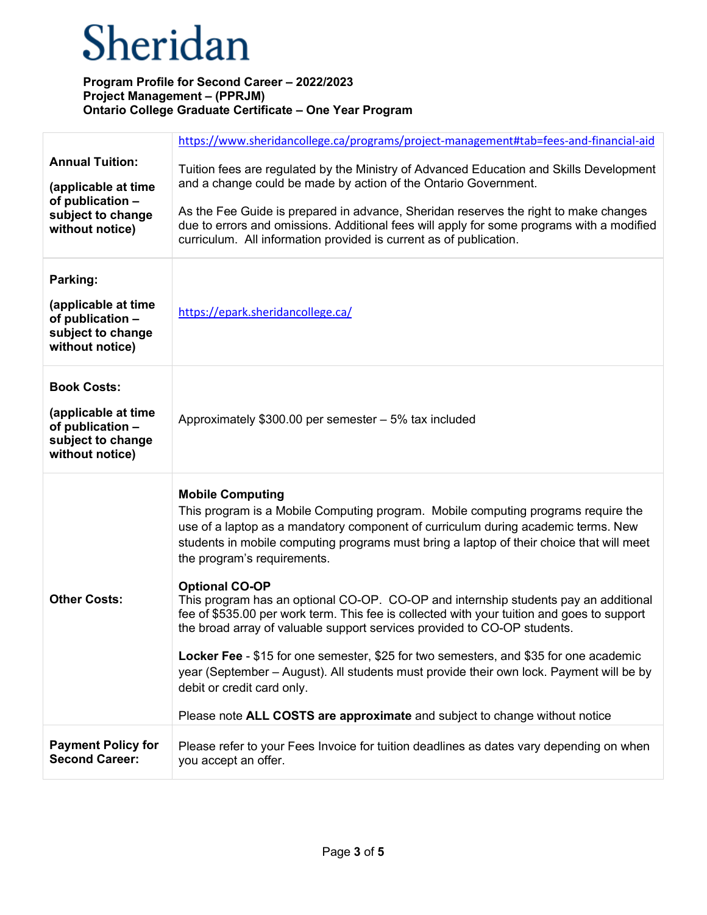# Sheridan

**Program Profile for Second Career – 2022/2023**
**Project Management – (PPRJM)**
**Ontario College Graduate Certificate – One Year Program**

| | |
|---|---|
| **Annual Tuition:** <br><br> **(applicable at time of publication – subject to change without notice)** | https://www.sheridancollege.ca/programs/project-management#tab=fees-and-financial-aid <br><br> Tuition fees are regulated by the Ministry of Advanced Education and Skills Development and a change could be made by action of the Ontario Government. <br><br> As the Fee Guide is prepared in advance, Sheridan reserves the right to make changes due to errors and omissions. Additional fees will apply for some programs with a modified curriculum. All information provided is current as of publication. |
| **Parking:** <br><br> **(applicable at time of publication – subject to change without notice)** | https://epark.sheridancollege.ca/ |
| **Book Costs:** <br><br> **(applicable at time of publication – subject to change without notice)** | Approximately $300.00 per semester – 5% tax included |
| **Other Costs:** | **Mobile Computing** <br> This program is a Mobile Computing program. Mobile computing programs require the use of a laptop as a mandatory component of curriculum during academic terms. New students in mobile computing programs must bring a laptop of their choice that will meet the program's requirements. <br><br> **Optional CO-OP** <br> This program has an optional CO-OP. CO-OP and internship students pay an additional fee of $535.00 per work term. This fee is collected with your tuition and goes to support the broad array of valuable support services provided to CO-OP students. <br><br> **Locker Fee** - $15 for one semester, $25 for two semesters, and $35 for one academic year (September – August). All students must provide their own lock. Payment will be by debit or credit card only. <br><br> Please note **ALL COSTS are approximate** and subject to change without notice |
| **Payment Policy for Second Career:** | Please refer to your Fees Invoice for tuition deadlines as dates vary depending on when you accept an offer. |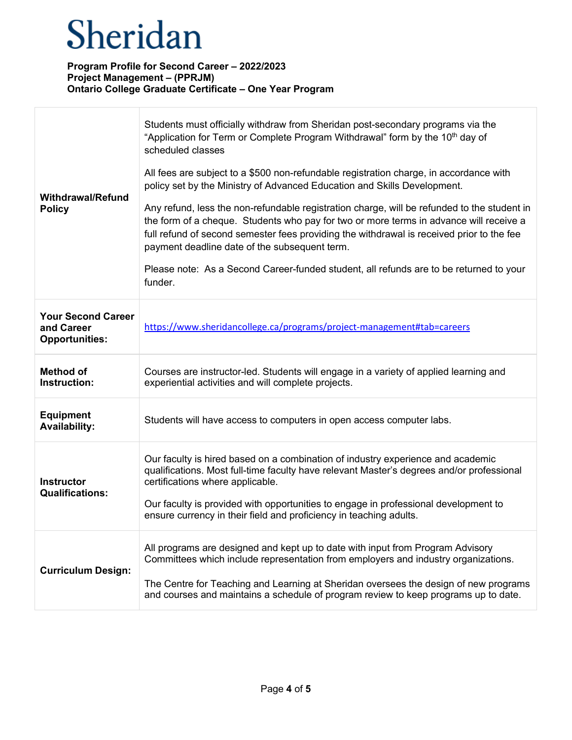Sheridan

**Program Profile for Second Career – 2022/2023**
**Project Management – (PPRJM)**
**Ontario College Graduate Certificate – One Year Program**

| | |
|---|---|
| **Withdrawal/Refund Policy** | Students must officially withdraw from Sheridan post-secondary programs via the “Application for Term or Complete Program Withdrawal” form by the 10th day of scheduled classes<br><br>All fees are subject to a $500 non-refundable registration charge, in accordance with policy set by the Ministry of Advanced Education and Skills Development.<br><br>Any refund, less the non-refundable registration charge, will be refunded to the student in the form of a cheque. Students who pay for two or more terms in advance will receive a full refund of second semester fees providing the withdrawal is received prior to the fee payment deadline date of the subsequent term.<br><br>Please note: As a Second Career-funded student, all refunds are to be returned to your funder. |
| **Your Second Career and Career Opportunities:** | https://www.sheridancollege.ca/programs/project-management#tab=careers |
| **Method of Instruction:** | Courses are instructor-led. Students will engage in a variety of applied learning and experiential activities and will complete projects. |
| **Equipment Availability:** | Students will have access to computers in open access computer labs. |
| **Instructor Qualifications:** | Our faculty is hired based on a combination of industry experience and academic qualifications. Most full-time faculty have relevant Master’s degrees and/or professional certifications where applicable.<br><br>Our faculty is provided with opportunities to engage in professional development to ensure currency in their field and proficiency in teaching adults. |
| **Curriculum Design:** | All programs are designed and kept up to date with input from Program Advisory Committees which include representation from employers and industry organizations.<br><br>The Centre for Teaching and Learning at Sheridan oversees the design of new programs and courses and maintains a schedule of program review to keep programs up to date. |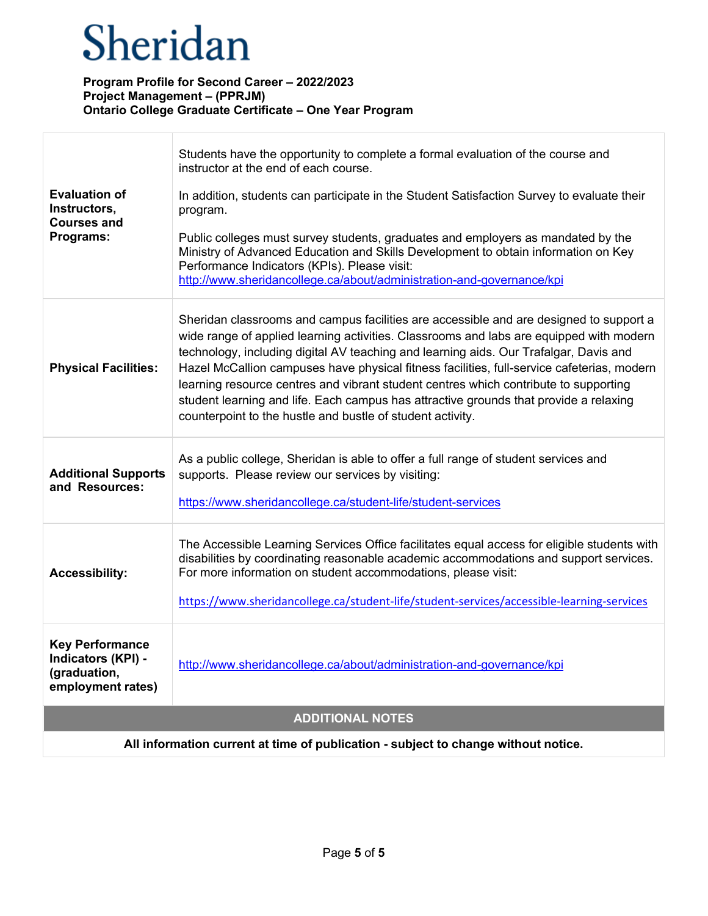# Sheridan

**Program Profile for Second Career – 2022/2023**
**Project Management – (PPRJM)**
**Ontario College Graduate Certificate – One Year Program**

| | |
|---|---|
| **Evaluation of Instructors, Courses and Programs:** | Students have the opportunity to complete a formal evaluation of the course and instructor at the end of each course.<br><br>In addition, students can participate in the Student Satisfaction Survey to evaluate their program.<br><br>Public colleges must survey students, graduates and employers as mandated by the Ministry of Advanced Education and Skills Development to obtain information on Key Performance Indicators (KPIs). Please visit: http://www.sheridancollege.ca/about/administration-and-governance/kpi |
| **Physical Facilities:** | Sheridan classrooms and campus facilities are accessible and are designed to support a wide range of applied learning activities. Classrooms and labs are equipped with modern technology, including digital AV teaching and learning aids. Our Trafalgar, Davis and Hazel McCallion campuses have physical fitness facilities, full-service cafeterias, modern learning resource centres and vibrant student centres which contribute to supporting student learning and life. Each campus has attractive grounds that provide a relaxing counterpoint to the hustle and bustle of student activity. |
| **Additional Supports and Resources:** | As a public college, Sheridan is able to offer a full range of student services and supports. Please review our services by visiting:<br><br>https://www.sheridancollege.ca/student-life/student-services |
| **Accessibility:** | The Accessible Learning Services Office facilitates equal access for eligible students with disabilities by coordinating reasonable academic accommodations and support services. For more information on student accommodations, please visit:<br><br>https://www.sheridancollege.ca/student-life/student-services/accessible-learning-services |
| **Key Performance Indicators (KPI) - (graduation, employment rates)** | http://www.sheridancollege.ca/about/administration-and-governance/kpi |

**ADDITIONAL NOTES**

**All information current at time of publication - subject to change without notice.**